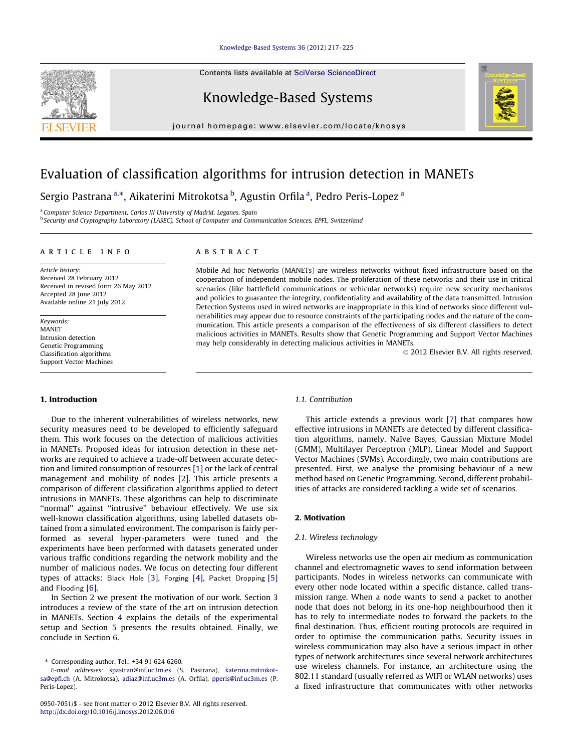# Evaluation of classification algorithms for intrusion detection in MANETs

Sergio Pastrana [a,*], Aikaterini Mitrokotsa [b], Agustin Orfila [a], Pedro Peris-Lopez [a]

[a] Computer Science Department, Carlos III University of Madrid, Leganes, Spain
[b] Security and Cryptography Laboratory (LASEC), School of Computer and Communication Sciences, EPFL, Switzerland

## ARTICLE INFO

*Article history:*
Received 28 February 2012
Received in revised form 26 May 2012
Accepted 28 June 2012
Available online 21 July 2012

*Keywords:*
MANET
Intrusion detection
Genetic Programming
Classification algorithms
Support Vector Machines

## ABSTRACT

Mobile Ad hoc Networks (MANETs) are wireless networks without fixed infrastructure based on the cooperation of independent mobile nodes. The proliferation of these networks and their use in critical scenarios (like battlefield communications or vehicular networks) require new security mechanisms and policies to guarantee the integrity, confidentiality and availability of the data transmitted. Intrusion Detection Systems used in wired networks are inappropriate in this kind of networks since different vulnerabilities may appear due to resource constraints of the participating nodes and the nature of the communication. This article presents a comparison of the effectiveness of six different classifiers to detect malicious activities in MANETs. Results show that Genetic Programming and Support Vector Machines may help considerably in detecting malicious activities in MANETs.

© 2012 Elsevier B.V. All rights reserved.

## 1. Introduction

Due to the inherent vulnerabilities of wireless networks, new security measures need to be developed to efficiently safeguard them. This work focuses on the detection of malicious activities in MANETs. Proposed ideas for intrusion detection in these networks are required to achieve a trade-off between accurate detection and limited consumption of resources [1] or the lack of central management and mobility of nodes [2]. This article presents a comparison of different classification algorithms applied to detect intrusions in MANETs. These algorithms can help to discriminate "normal" against "intrusive" behaviour effectively. We use six well-known classification algorithms, using labelled datasets obtained from a simulated environment. The comparison is fairly performed as several hyper-parameters were tuned and the experiments have been performed with datasets generated under various traffic conditions regarding the network mobility and the number of malicious nodes. We focus on detecting four different types of attacks: Black Hole [3], Forging [4], Packet Dropping [5] and Flooding [6].

In Section 2 we present the motivation of our work. Section 3 introduces a review of the state of the art on intrusion detection in MANETs. Section 4 explains the details of the experimental setup and Section 5 presents the results obtained. Finally, we conclude in Section 6.

### 1.1. Contribution

This article extends a previous work [7] that compares how effective intrusions in MANETs are detected by different classification algorithms, namely, Naïve Bayes, Gaussian Mixture Model (GMM), Multilayer Perceptron (MLP), Linear Model and Support Vector Machines (SVMs). Accordingly, two main contributions are presented. First, we analyse the promising behaviour of a new method based on Genetic Programming. Second, different probabilities of attacks are considered tackling a wide set of scenarios.

## 2. Motivation

### 2.1. Wireless technology

Wireless networks use the open air medium as communication channel and electromagnetic waves to send information between participants. Nodes in wireless networks can communicate with every other node located within a specific distance, called transmission range. When a node wants to send a packet to another node that does not belong in its one-hop neighbourhood then it has to rely to intermediate nodes to forward the packets to the final destination. Thus, efficient routing protocols are required in order to optimise the communication paths. Security issues in wireless communication may also have a serious impact in other types of network architectures since several network architectures use wireless channels. For instance, an architecture using the 802.11 standard (usually referred as WIFI or WLAN networks) uses a fixed infrastructure that communicates with other networks

\* Corresponding author. Tel.: +34 91 624 6260.
*E-mail addresses:* spastran@inf.uc3m.es (S. Pastrana), katerina.mitrokotsa@epfl.ch (A. Mitrokotsa), adiaz@inf.uc3m.es (A. Orfila), pperis@inf.uc3m.es (P. Peris-Lopez).

0950-7051/$ - see front matter © 2012 Elsevier B.V. All rights reserved.
http://dx.doi.org/10.1016/j.knosys.2012.06.016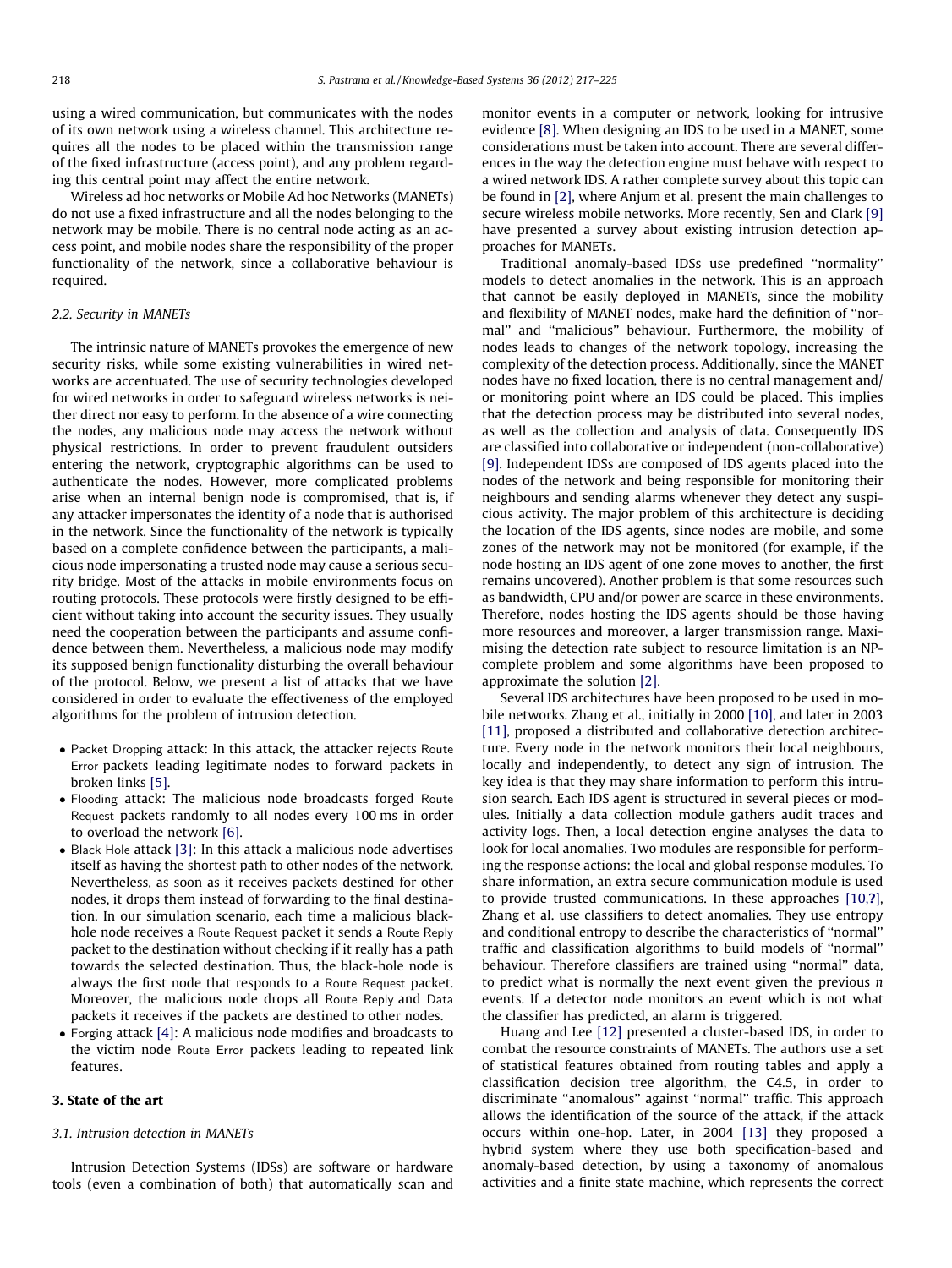using a wired communication, but communicates with the nodes of its own network using a wireless channel. This architecture requires all the nodes to be placed within the transmission range of the fixed infrastructure (access point), and any problem regarding this central point may affect the entire network.

Wireless ad hoc networks or Mobile Ad hoc Networks (MANETs) do not use a fixed infrastructure and all the nodes belonging to the network may be mobile. There is no central node acting as an access point, and mobile nodes share the responsibility of the proper functionality of the network, since a collaborative behaviour is required.

### 2.2. Security in MANETs

The intrinsic nature of MANETs provokes the emergence of new security risks, while some existing vulnerabilities in wired networks are accentuated. The use of security technologies developed for wired networks in order to safeguard wireless networks is neither direct nor easy to perform. In the absence of a wire connecting the nodes, any malicious node may access the network without physical restrictions. In order to prevent fraudulent outsiders entering the network, cryptographic algorithms can be used to authenticate the nodes. However, more complicated problems arise when an internal benign node is compromised, that is, if any attacker impersonates the identity of a node that is authorised in the network. Since the functionality of the network is typically based on a complete confidence between the participants, a malicious node impersonating a trusted node may cause a serious security bridge. Most of the attacks in mobile environments focus on routing protocols. These protocols were firstly designed to be efficient without taking into account the security issues. They usually need the cooperation between the participants and assume confidence between them. Nevertheless, a malicious node may modify its supposed benign functionality disturbing the overall behaviour of the protocol. Below, we present a list of attacks that we have considered in order to evaluate the effectiveness of the employed algorithms for the problem of intrusion detection.

- Packet Dropping attack: In this attack, the attacker rejects Route Error packets leading legitimate nodes to forward packets in broken links [5].
- Flooding attack: The malicious node broadcasts forged Route Request packets randomly to all nodes every 100 ms in order to overload the network [6].
- Black Hole attack [3]: In this attack a malicious node advertises itself as having the shortest path to other nodes of the network. Nevertheless, as soon as it receives packets destined for other nodes, it drops them instead of forwarding to the final destination. In our simulation scenario, each time a malicious black-hole node receives a Route Request packet it sends a Route Reply packet to the destination without checking if it really has a path towards the selected destination. Thus, the black-hole node is always the first node that responds to a Route Request packet. Moreover, the malicious node drops all Route Reply and Data packets it receives if the packets are destined to other nodes.
- Forging attack [4]: A malicious node modifies and broadcasts to the victim node Route Error packets leading to repeated link features.

## 3. State of the art

### 3.1. Intrusion detection in MANETs

Intrusion Detection Systems (IDSs) are software or hardware tools (even a combination of both) that automatically scan and monitor events in a computer or network, looking for intrusive evidence [8]. When designing an IDS to be used in a MANET, some considerations must be taken into account. There are several differences in the way the detection engine must behave with respect to a wired network IDS. A rather complete survey about this topic can be found in [2], where Anjum et al. present the main challenges to secure wireless mobile networks. More recently, Sen and Clark [9] have presented a survey about existing intrusion detection approaches for MANETs.

Traditional anomaly-based IDSs use predefined "normality" models to detect anomalies in the network. This is an approach that cannot be easily deployed in MANETs, since the mobility and flexibility of MANET nodes, make hard the definition of "normal" and "malicious" behaviour. Furthermore, the mobility of nodes leads to changes of the network topology, increasing the complexity of the detection process. Additionally, since the MANET nodes have no fixed location, there is no central management and/or monitoring point where an IDS could be placed. This implies that the detection process may be distributed into several nodes, as well as the collection and analysis of data. Consequently IDS are classified into collaborative or independent (non-collaborative) [9]. Independent IDSs are composed of IDS agents placed into the nodes of the network and being responsible for monitoring their neighbours and sending alarms whenever they detect any suspicious activity. The major problem of this architecture is deciding the location of the IDS agents, since nodes are mobile, and some zones of the network may not be monitored (for example, if the node hosting an IDS agent of one zone moves to another, the first remains uncovered). Another problem is that some resources such as bandwidth, CPU and/or power are scarce in these environments. Therefore, nodes hosting the IDS agents should be those having more resources and moreover, a larger transmission range. Maximising the detection rate subject to resource limitation is an NP-complete problem and some algorithms have been proposed to approximate the solution [2].

Several IDS architectures have been proposed to be used in mobile networks. Zhang et al., initially in 2000 [10], and later in 2003 [11], proposed a distributed and collaborative detection architecture. Every node in the network monitors their local neighbours, locally and independently, to detect any sign of intrusion. The key idea is that they may share information to perform this intrusion search. Each IDS agent is structured in several pieces or modules. Initially a data collection module gathers audit traces and activity logs. Then, a local detection engine analyses the data to look for local anomalies. Two modules are responsible for performing the response actions: the local and global response modules. To share information, an extra secure communication module is used to provide trusted communications. In these approaches [10,?], Zhang et al. use classifiers to detect anomalies. They use entropy and conditional entropy to describe the characteristics of "normal" traffic and classification algorithms to build models of "normal" behaviour. Therefore classifiers are trained using "normal" data, to predict what is normally the next event given the previous $n$ events. If a detector node monitors an event which is not what the classifier has predicted, an alarm is triggered.

Huang and Lee [12] presented a cluster-based IDS, in order to combat the resource constraints of MANETs. The authors use a set of statistical features obtained from routing tables and apply a classification decision tree algorithm, the C4.5, in order to discriminate "anomalous" against "normal" traffic. This approach allows the identification of the source of the attack, if the attack occurs within one-hop. Later, in 2004 [13] they proposed a hybrid system where they use both specification-based and anomaly-based detection, by using a taxonomy of anomalous activities and a finite state machine, which represents the correct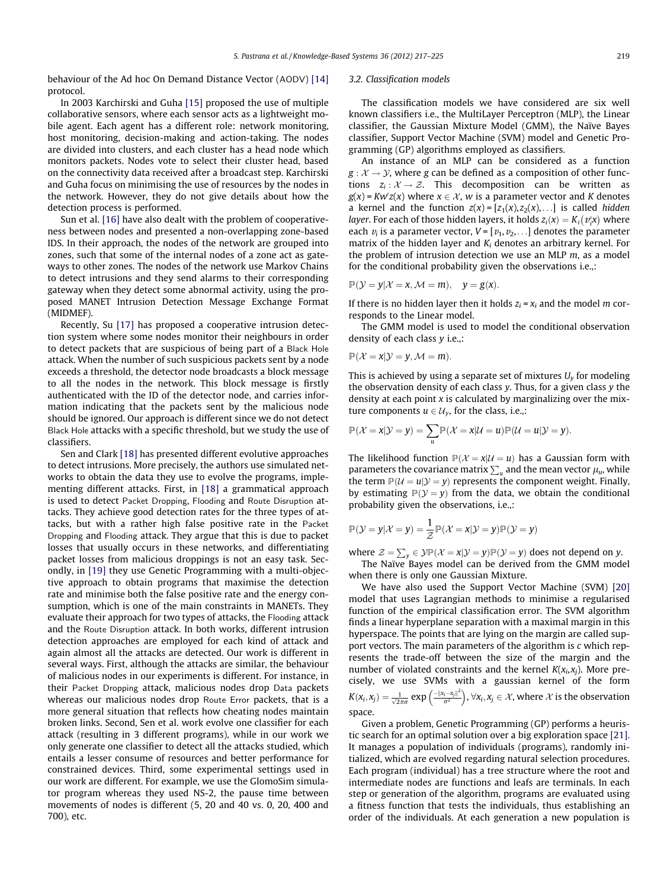behaviour of the Ad hoc On Demand Distance Vector (AODV) [14] protocol.

In 2003 Karchirski and Guha [15] proposed the use of multiple collaborative sensors, where each sensor acts as a lightweight mobile agent. Each agent has a different role: network monitoring, host monitoring, decision-making and action-taking. The nodes are divided into clusters, and each cluster has a head node which monitors packets. Nodes vote to select their cluster head, based on the connectivity data received after a broadcast step. Karchirski and Guha focus on minimising the use of resources by the nodes in the network. However, they do not give details about how the detection process is performed.

Sun et al. [16] have also dealt with the problem of cooperativeness between nodes and presented a non-overlapping zone-based IDS. In their approach, the nodes of the network are grouped into zones, such that some of the internal nodes of a zone act as gateways to other zones. The nodes of the network use Markov Chains to detect intrusions and they send alarms to their corresponding gateway when they detect some abnormal activity, using the proposed MANET Intrusion Detection Message Exchange Format (MIDMEF).

Recently, Su [17] has proposed a cooperative intrusion detection system where some nodes monitor their neighbours in order to detect packets that are suspicious of being part of a Black Hole attack. When the number of such suspicious packets sent by a node exceeds a threshold, the detector node broadcasts a block message to all the nodes in the network. This block message is firstly authenticated with the ID of the detector node, and carries information indicating that the packets sent by the malicious node should be ignored. Our approach is different since we do not detect Black Hole attacks with a specific threshold, but we study the use of classifiers.

Sen and Clark [18] has presented different evolutive approaches to detect intrusions. More precisely, the authors use simulated networks to obtain the data they use to evolve the programs, implementing different attacks. First, in [18] a grammatical approach is used to detect Packet Dropping, Flooding and Route Disruption attacks. They achieve good detection rates for the three types of attacks, but with a rather high false positive rate in the Packet Dropping and Flooding attack. They argue that this is due to packet losses that usually occurs in these networks, and differentiating packet losses from malicious droppings is not an easy task. Secondly, in [19] they use Genetic Programming with a multi-objective approach to obtain programs that maximise the detection rate and minimise both the false positive rate and the energy consumption, which is one of the main constraints in MANETs. They evaluate their approach for two types of attacks, the Flooding attack and the Route Disruption attack. In both works, different intrusion detection approaches are employed for each kind of attack and again almost all the attacks are detected. Our work is different in several ways. First, although the attacks are similar, the behaviour of malicious nodes in our experiments is different. For instance, in their Packet Dropping attack, malicious nodes drop Data packets whereas our malicious nodes drop Route Error packets, that is a more general situation that reflects how cheating nodes maintain broken links. Second, Sen et al. work evolve one classifier for each attack (resulting in 3 different programs), while in our work we only generate one classifier to detect all the attacks studied, which entails a lesser consume of resources and better performance for constrained devices. Third, some experimental settings used in our work are different. For example, we use the GlomoSim simulator program whereas they used NS-2, the pause time between movements of nodes is different (5, 20 and 40 vs. 0, 20, 400 and 700), etc.

### 3.2. Classification models

The classification models we have considered are six well known classifiers i.e., the MultiLayer Perceptron (MLP), the Linear classifier, the Gaussian Mixture Model (GMM), the Naïve Bayes classifier, Support Vector Machine (SVM) model and Genetic Programming (GP) algorithms employed as classifiers.

An instance of an MLP can be considered as a function $g: \mathcal{X} \rightarrow \mathcal{Y}$, where $g$ can be defined as a composition of other functions $z_i: \mathcal{X} \rightarrow \mathcal{Z}$. This decomposition can be written as $g(x) = Kw'z(x)$ where $x \in \mathcal{X}$, $w$ is a parameter vector and $K$ denotes a kernel and the function $z(x) = [z_1(x), z_2(x), \ldots]$ is called *hidden layer*. For each of those hidden layers, it holds $z_i(x) = K_i(v_i'x)$ where each $v_i$ is a parameter vector, $V = [v_1, v_2, \ldots]$ denotes the parameter matrix of the hidden layer and $K_i$ denotes an arbitrary kernel. For the problem of intrusion detection we use an MLP $m$, as a model for the conditional probability given the observations i.e.,:

$$\mathbb{P}(\mathcal{Y} = y | \mathcal{X} = x, \mathcal{M} = m), \quad y = g(x).$$

If there is no hidden layer then it holds $z_i = x_i$ and the model $m$ corresponds to the Linear model.

The GMM model is used to model the conditional observation density of each class $y$ i.e.,:

$$\mathbb{P}(\mathcal{X} = x | \mathcal{Y} = y, \mathcal{M} = m).$$

This is achieved by using a separate set of mixtures $U_y$ for modeling the observation density of each class $y$. Thus, for a given class $y$ the density at each point $x$ is calculated by marginalizing over the mixture components $u \in \mathcal{U}_y$, for the class, i.e.,:

$$\mathbb{P}(\mathcal{X} = x | \mathcal{Y} = y) = \sum_u \mathbb{P}(\mathcal{X} = x | \mathcal{U} = u) \mathbb{P}(\mathcal{U} = u | \mathcal{Y} = y).$$

The likelihood function $\mathbb{P}(\mathcal{X} = x | \mathcal{U} = u)$ has a Gaussian form with parameters the covariance matrix $\sum_u$ and the mean vector $\mu_u$, while the term $\mathbb{P}(\mathcal{U} = u | \mathcal{Y} = y)$ represents the component weight. Finally, by estimating $\mathbb{P}(\mathcal{Y} = y)$ from the data, we obtain the conditional probability given the observations, i.e.,:

$$\mathbb{P}(\mathcal{Y} = y | \mathcal{X} = y) = \frac{1}{\mathcal{Z}} \mathbb{P}(\mathcal{X} = x | \mathcal{Y} = y) \mathbb{P}(\mathcal{Y} = y)$$

where $\mathcal{Z} = \sum_y \in \mathcal{Y} \mathbb{P}(\mathcal{X} = x | \mathcal{Y} = y) \mathbb{P}(\mathcal{Y} = y)$ does not depend on $y$.

The Naïve Bayes model can be derived from the GMM model when there is only one Gaussian Mixture.

We have also used the Support Vector Machine (SVM) [20] model that uses Lagrangian methods to minimise a regularised function of the empirical classification error. The SVM algorithm finds a linear hyperplane separation with a maximal margin in this hyperspace. The points that are lying on the margin are called support vectors. The main parameters of the algorithm is $c$ which represents the trade-off between the size of the margin and the number of violated constraints and the kernel $K(x_i, x_j)$. More precisely, we use SVMs with a gaussian kernel of the form $K(x_i, x_j) = \frac{1}{\sqrt{2\pi}\sigma} \exp\left(\frac{-\|x_i - x_j\|^2}{\sigma^2}\right), \forall x_i, x_j \in \mathcal{X}$, where $\mathcal{X}$ is the observation space.

Given a problem, Genetic Programming (GP) performs a heuristic search for an optimal solution over a big exploration space [21]. It manages a population of individuals (programs), randomly initialized, which are evolved regarding natural selection procedures. Each program (individual) has a tree structure where the root and intermediate nodes are functions and leafs are terminals. In each step or generation of the algorithm, programs are evaluated using a fitness function that tests the individuals, thus establishing an order of the individuals. At each generation a new population is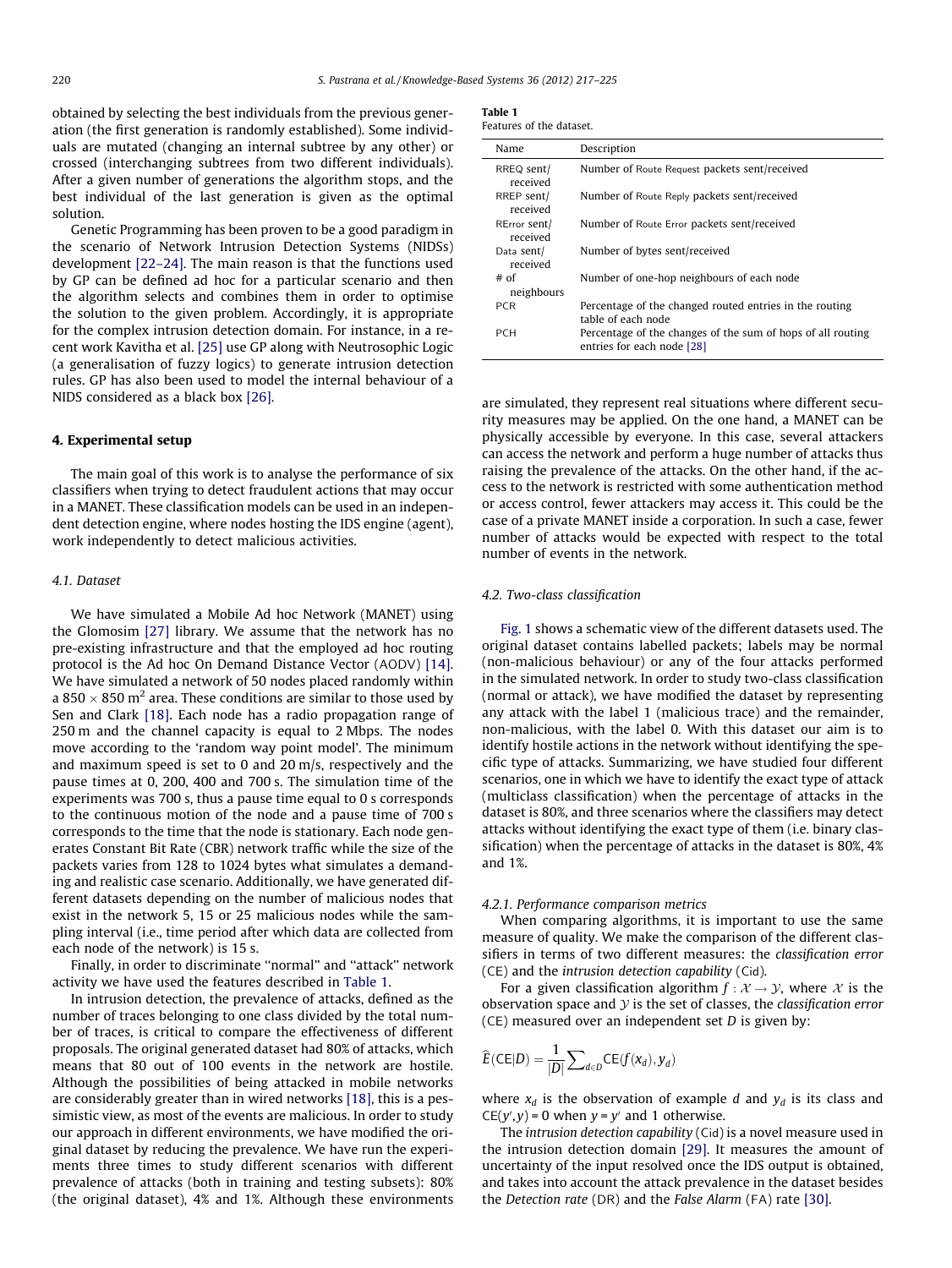obtained by selecting the best individuals from the previous generation (the first generation is randomly established). Some individuals are mutated (changing an internal subtree by any other) or crossed (interchanging subtrees from two different individuals). After a given number of generations the algorithm stops, and the best individual of the last generation is given as the optimal solution.

Genetic Programming has been proven to be a good paradigm in the scenario of Network Intrusion Detection Systems (NIDSs) development [22–24]. The main reason is that the functions used by GP can be defined ad hoc for a particular scenario and then the algorithm selects and combines them in order to optimise the solution to the given problem. Accordingly, it is appropriate for the complex intrusion detection domain. For instance, in a recent work Kavitha et al. [25] use GP along with Neutrosophic Logic (a generalisation of fuzzy logics) to generate intrusion detection rules. GP has also been used to model the internal behaviour of a NIDS considered as a black box [26].

## 4. Experimental setup

The main goal of this work is to analyse the performance of six classifiers when trying to detect fraudulent actions that may occur in a MANET. These classification models can be used in an independent detection engine, where nodes hosting the IDS engine (agent), work independently to detect malicious activities.

### 4.1. Dataset

We have simulated a Mobile Ad hoc Network (MANET) using the Glomosim [27] library. We assume that the network has no pre-existing infrastructure and that the employed ad hoc routing protocol is the Ad hoc On Demand Distance Vector (AODV) [14]. We have simulated a network of 50 nodes placed randomly within a $850 \times 850\ \text{m}^2$ area. These conditions are similar to those used by Sen and Clark [18]. Each node has a radio propagation range of 250 m and the channel capacity is equal to 2 Mbps. The nodes move according to the 'random way point model'. The minimum and maximum speed is set to 0 and 20 m/s, respectively and the pause times at 0, 200, 400 and 700 s. The simulation time of the experiments was 700 s, thus a pause time equal to 0 s corresponds to the continuous motion of the node and a pause time of 700 s corresponds to the time that the node is stationary. Each node generates Constant Bit Rate (CBR) network traffic while the size of the packets varies from 128 to 1024 bytes what simulates a demanding and realistic case scenario. Additionally, we have generated different datasets depending on the number of malicious nodes that exist in the network 5, 15 or 25 malicious nodes while the sampling interval (i.e., time period after which data are collected from each node of the network) is 15 s.

Finally, in order to discriminate "normal" and "attack" network activity we have used the features described in Table 1.

In intrusion detection, the prevalence of attacks, defined as the number of traces belonging to one class divided by the total number of traces, is critical to compare the effectiveness of different proposals. The original generated dataset had 80% of attacks, which means that 80 out of 100 events in the network are hostile. Although the possibilities of being attacked in mobile networks are considerably greater than in wired networks [18], this is a pessimistic view, as most of the events are malicious. In order to study our approach in different environments, we have modified the original dataset by reducing the prevalence. We have run the experiments three times to study different scenarios with different prevalence of attacks (both in training and testing subsets): 80% (the original dataset), 4% and 1%. Although these environments are simulated, they represent real situations where different security measures may be applied. On the one hand, a MANET can be physically accessible by everyone. In this case, several attackers can access the network and perform a huge number of attacks thus raising the prevalence of the attacks. On the other hand, if the access to the network is restricted with some authentication method or access control, fewer attackers may access it. This could be the case of a private MANET inside a corporation. In such a case, fewer number of attacks would be expected with respect to the total number of events in the network.

**Table 1**
Features of the dataset.

| Name | Description |
|---|---|
| RREQ sent/received | Number of Route Request packets sent/received |
| RREP sent/received | Number of Route Reply packets sent/received |
| RError sent/received | Number of Route Error packets sent/received |
| Data sent/received | Number of bytes sent/received |
| # of neighbours | Number of one-hop neighbours of each node |
| PCR | Percentage of the changed routed entries in the routing table of each node |
| PCH | Percentage of the changes of the sum of hops of all routing entries for each node [28] |

### 4.2. Two-class classification

Fig. 1 shows a schematic view of the different datasets used. The original dataset contains labelled packets; labels may be normal (non-malicious behaviour) or any of the four attacks performed in the simulated network. In order to study two-class classification (normal or attack), we have modified the dataset by representing any attack with the label 1 (malicious trace) and the remainder, non-malicious, with the label 0. With this dataset our aim is to identify hostile actions in the network without identifying the specific type of attacks. Summarizing, we have studied four different scenarios, one in which we have to identify the exact type of attack (multiclass classification) when the percentage of attacks in the dataset is 80%, and three scenarios where the classifiers may detect attacks without identifying the exact type of them (i.e. binary classification) when the percentage of attacks in the dataset is 80%, 4% and 1%.

#### 4.2.1. Performance comparison metrics

When comparing algorithms, it is important to use the same measure of quality. We make the comparison of the different classifiers in terms of two different measures: the *classification error* (CE) and the *intrusion detection capability* (Cid).

For a given classification algorithm $f : \mathcal{X} \to \mathcal{Y}$, where $\mathcal{X}$ is the observation space and $\mathcal{Y}$ is the set of classes, the *classification error* (CE) measured over an independent set $D$ is given by:

$$\widehat{E}(\text{CE}|D) = \frac{1}{|D|}\sum_{d \in D}\text{CE}(f(x_d), y_d)$$

where $x_d$ is the observation of example $d$ and $y_d$ is its class and $\text{CE}(y', y) = 0$ when $y = y'$ and 1 otherwise.

The *intrusion detection capability* (Cid) is a novel measure used in the intrusion detection domain [29]. It measures the amount of uncertainty of the input resolved once the IDS output is obtained, and takes into account the attack prevalence in the dataset besides the *Detection rate* (DR) and the *False Alarm* (FA) rate [30].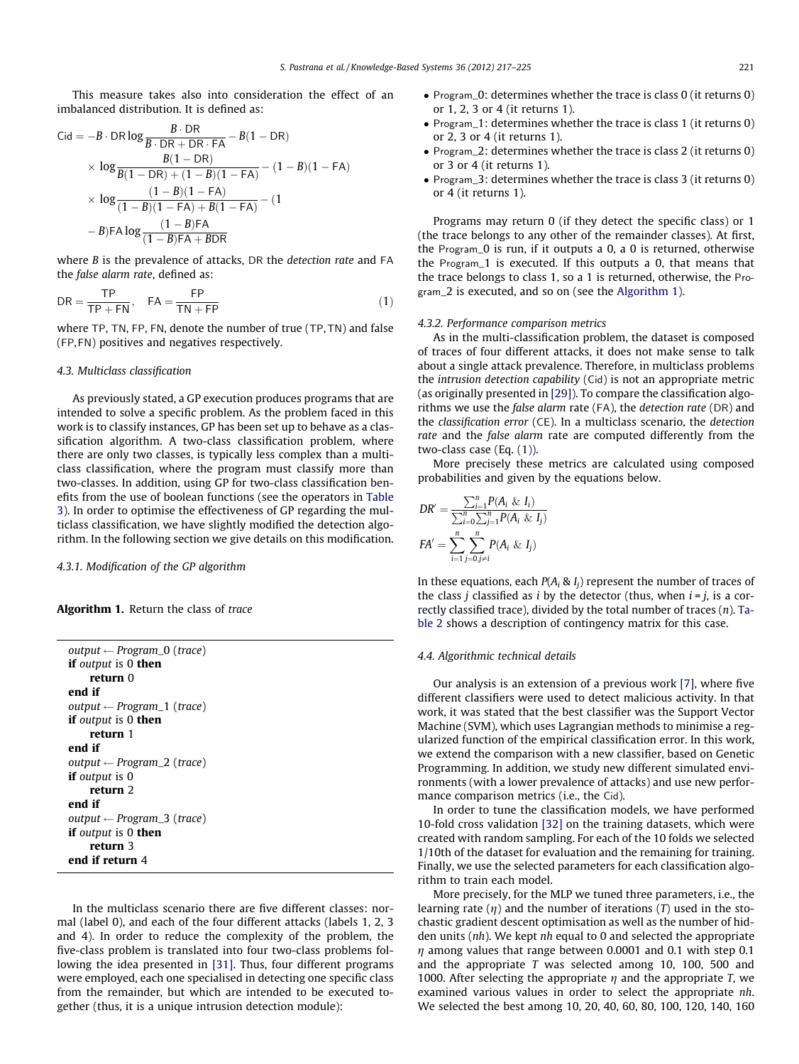This measure takes also into consideration the effect of an imbalanced distribution. It is defined as:

$$\mathrm{Cid} = -B \cdot \mathrm{DR} \log \frac{B \cdot \mathrm{DR}}{B \cdot \mathrm{DR} + \mathrm{DR} \cdot \mathrm{FA}} - B(1 - \mathrm{DR}) \times \log \frac{B(1 - \mathrm{DR})}{B(1 - \mathrm{DR}) + (1 - B)(1 - \mathrm{FA})} - (1 - B)(1 - \mathrm{FA}) \times \log \frac{(1 - B)(1 - \mathrm{FA})}{(1 - B)(1 - \mathrm{FA}) + B(1 - \mathrm{FA})} - (1 - B)\mathrm{FA} \log \frac{(1 - B)\mathrm{FA}}{(1 - B)\mathrm{FA} + B\mathrm{DR}}$$

where $B$ is the prevalence of attacks, DR the *detection rate* and FA the *false alarm rate*, defined as:

$$\mathrm{DR} = \frac{\mathrm{TP}}{\mathrm{TP} + \mathrm{FN}}, \quad \mathrm{FA} = \frac{\mathrm{FP}}{\mathrm{TN} + \mathrm{FP}} \tag{1}$$

where TP, TN, FP, FN, denote the number of true (TP, TN) and false (FP, FN) positives and negatives respectively.

### 4.3. Multiclass classification

As previously stated, a GP execution produces programs that are intended to solve a specific problem. As the problem faced in this work is to classify instances, GP has been set up to behave as a classification algorithm. A two-class classification problem, where there are only two classes, is typically less complex than a multiclass classification, where the program must classify more than two-classes. In addition, using GP for two-class classification benefits from the use of boolean functions (see the operators in Table 3). In order to optimise the effectiveness of GP regarding the multiclass classification, we have slightly modified the detection algorithm. In the following section we give details on this modification.

#### 4.3.1. Modification of the GP algorithm

**Algorithm 1.** Return the class of *trace*

```
output ← Program_0 (trace)
if output is 0 then
    return 0
end if
output ← Program_1 (trace)
if output is 0 then
    return 1
end if
output ← Program_2 (trace)
if output is 0
    return 2
end if
output ← Program_3 (trace)
if output is 0 then
    return 3
end if return 4
```

In the multiclass scenario there are five different classes: normal (label 0), and each of the four different attacks (labels 1, 2, 3 and 4). In order to reduce the complexity of the problem, the five-class problem is translated into four two-class problems following the idea presented in [31]. Thus, four different programs were employed, each one specialised in detecting one specific class from the remainder, but which are intended to be executed together (thus, it is a unique intrusion detection module):

- Program_0: determines whether the trace is class 0 (it returns 0) or 1, 2, 3 or 4 (it returns 1).
- Program_1: determines whether the trace is class 1 (it returns 0) or 2, 3 or 4 (it returns 1).
- Program_2: determines whether the trace is class 2 (it returns 0) or 3 or 4 (it returns 1).
- Program_3: determines whether the trace is class 3 (it returns 0) or 4 (it returns 1).

Programs may return 0 (if they detect the specific class) or 1 (the trace belongs to any other of the remainder classes). At first, the Program_0 is run, if it outputs a 0, a 0 is returned, otherwise the Program_1 is executed. If this outputs a 0, that means that the trace belongs to class 1, so a 1 is returned, otherwise, the Program_2 is executed, and so on (see the Algorithm 1).

#### 4.3.2. Performance comparison metrics

As in the multi-classification problem, the dataset is composed of traces of four different attacks, it does not make sense to talk about a single attack prevalence. Therefore, in multiclass problems the *intrusion detection capability* (Cid) is not an appropriate metric (as originally presented in [29]). To compare the classification algorithms we use the *false alarm* rate (FA), the *detection rate* (DR) and the *classification error* (CE). In a multiclass scenario, the *detection rate* and the *false alarm* rate are computed differently from the two-class case (Eq. (1)).

More precisely these metrics are calculated using composed probabilities and given by the equations below.

$$DR' = \frac{\sum_{i=1}^{n} P(A_i \ \& \ I_i)}{\sum_{i=0}^{n}\sum_{j=1}^{n} P(A_i \ \& \ I_j)}$$

$$FA' = \sum_{i=1}^{n}\sum_{j=0, j \neq i}^{n} P(A_i \ \& \ I_j)$$

In these equations, each $P(A_i \ \& \ I_j)$ represent the number of traces of the class $j$ classified as $i$ by the detector (thus, when $i = j$, is a correctly classified trace), divided by the total number of traces ($n$). Table 2 shows a description of contingency matrix for this case.

### 4.4. Algorithmic technical details

Our analysis is an extension of a previous work [7], where five different classifiers were used to detect malicious activity. In that work, it was stated that the best classifier was the Support Vector Machine (SVM), which uses Lagrangian methods to minimise a regularized function of the empirical classification error. In this work, we extend the comparison with a new classifier, based on Genetic Programming. In addition, we study new different simulated environments (with a lower prevalence of attacks) and use new performance comparison metrics (i.e., the Cid).

In order to tune the classification models, we have performed 10-fold cross validation [32] on the training datasets, which were created with random sampling. For each of the 10 folds we selected 1/10th of the dataset for evaluation and the remaining for training. Finally, we use the selected parameters for each classification algorithm to train each model.

More precisely, for the MLP we tuned three parameters, i.e., the learning rate ($\eta$) and the number of iterations ($T$) used in the stochastic gradient descent optimisation as well as the number of hidden units ($nh$). We kept $nh$ equal to 0 and selected the appropriate $\eta$ among values that range between 0.0001 and 0.1 with step 0.1 and the appropriate $T$ was selected among 10, 100, 500 and 1000. After selecting the appropriate $\eta$ and the appropriate $T$, we examined various values in order to select the appropriate $nh$. We selected the best among 10, 20, 40, 60, 80, 100, 120, 140, 160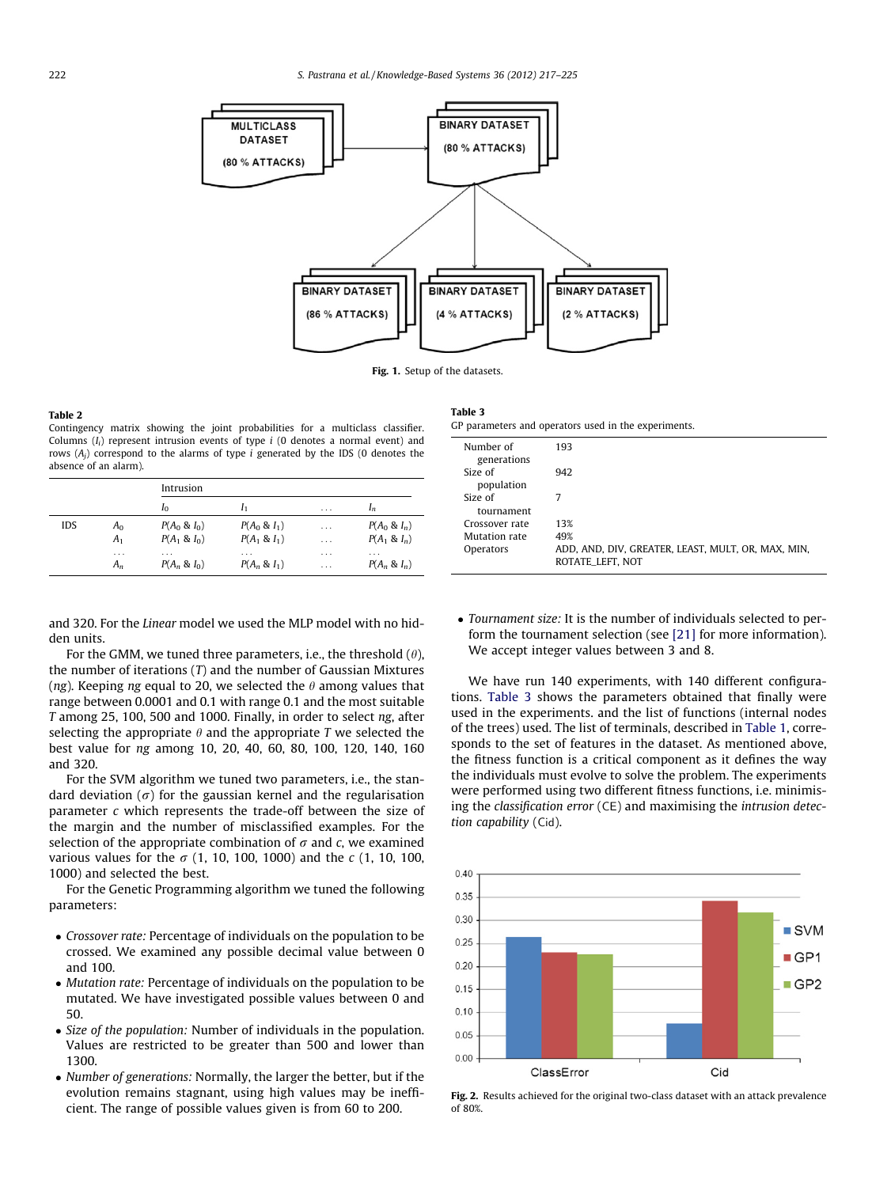Fig. 1. Setup of the datasets.

**Table 2**
Contingency matrix showing the joint probabilities for a multiclass classifier. Columns ($I_i$) represent intrusion events of type $i$ (0 denotes a normal event) and rows ($A_j$) correspond to the alarms of type $i$ generated by the IDS (0 denotes the absence of an alarm).

| | | Intrusion | | | |
|---|---|---|---|---|---|
| | | $I_0$ | $I_1$ | ... | $I_n$ |
| IDS | $A_0$ | $P(A_0$ & $I_0)$ | $P(A_0$ & $I_1)$ | ... | $P(A_0$ & $I_n)$ |
| | $A_1$ | $P(A_1$ & $I_0)$ | $P(A_1$ & $I_1)$ | ... | $P(A_1$ & $I_n)$ |
| | ... | ... | ... | ... | ... |
| | $A_n$ | $P(A_n$ & $I_0)$ | $P(A_n$ & $I_1)$ | ... | $P(A_n$ & $I_n)$ |

and 320. For the *Linear* model we used the MLP model with no hidden units.

For the GMM, we tuned three parameters, i.e., the threshold ($\theta$), the number of iterations ($T$) and the number of Gaussian Mixtures ($ng$). Keeping $ng$ equal to 20, we selected the $\theta$ among values that range between 0.0001 and 0.1 with range 0.1 and the most suitable $T$ among 25, 100, 500 and 1000. Finally, in order to select $ng$, after selecting the appropriate $\theta$ and the appropriate $T$ we selected the best value for $ng$ among 10, 20, 40, 60, 80, 100, 120, 140, 160 and 320.

For the SVM algorithm we tuned two parameters, i.e., the standard deviation ($\sigma$) for the gaussian kernel and the regularisation parameter $c$ which represents the trade-off between the size of the margin and the number of misclassified examples. For the selection of the appropriate combination of $\sigma$ and $c$, we examined various values for the $\sigma$ (1, 10, 100, 1000) and the $c$ (1, 10, 100, 1000) and selected the best.

For the Genetic Programming algorithm we tuned the following parameters:

- *Crossover rate:* Percentage of individuals on the population to be crossed. We examined any possible decimal value between 0 and 100.
- *Mutation rate:* Percentage of individuals on the population to be mutated. We have investigated possible values between 0 and 50.
- *Size of the population:* Number of individuals in the population. Values are restricted to be greater than 500 and lower than 1300.
- *Number of generations:* Normally, the larger the better, but if the evolution remains stagnant, using high values may be inefficient. The range of possible values given is from 60 to 200.

**Table 3**
GP parameters and operators used in the experiments.

| | |
|---|---|
| Number of generations | 193 |
| Size of population | 942 |
| Size of tournament | 7 |
| Crossover rate | 13% |
| Mutation rate | 49% |
| Operators | ADD, AND, DIV, GREATER, LEAST, MULT, OR, MAX, MIN, ROTATE_LEFT, NOT |

- *Tournament size:* It is the number of individuals selected to perform the tournament selection (see [21] for more information). We accept integer values between 3 and 8.

We have run 140 experiments, with 140 different configurations. Table 3 shows the parameters obtained that finally were used in the experiments. and the list of functions (internal nodes of the trees) used. The list of terminals, described in Table 1, corresponds to the set of features in the dataset. As mentioned above, the fitness function is a critical component as it defines the way the individuals must evolve to solve the problem. The experiments were performed using two different fitness functions, i.e. minimising the *classification error* (CE) and maximising the *intrusion detection capability* (Cid).

Fig. 2. Results achieved for the original two-class dataset with an attack prevalence of 80%.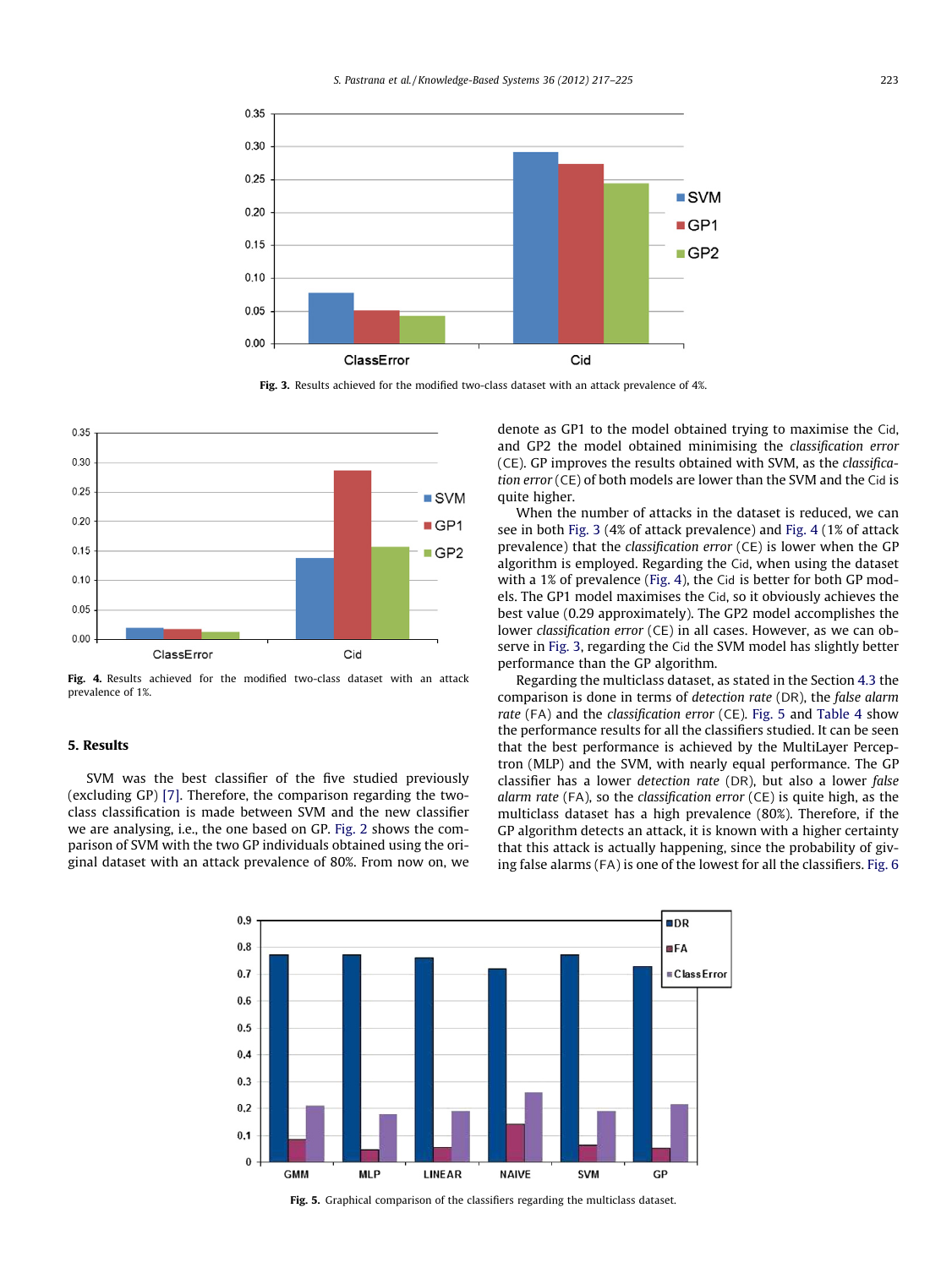Fig. 3. Results achieved for the modified two-class dataset with an attack prevalence of 4%.

Fig. 4. Results achieved for the modified two-class dataset with an attack prevalence of 1%.

## 5. Results

SVM was the best classifier of the five studied previously (excluding GP) [7]. Therefore, the comparison regarding the two-class classification is made between SVM and the new classifier we are analysing, i.e., the one based on GP. Fig. 2 shows the comparison of SVM with the two GP individuals obtained using the original dataset with an attack prevalence of 80%. From now on, we denote as GP1 to the model obtained trying to maximise the Cid, and GP2 the model obtained minimising the *classification error* (CE). GP improves the results obtained with SVM, as the *classification error* (CE) of both models are lower than the SVM and the Cid is quite higher.

When the number of attacks in the dataset is reduced, we can see in both Fig. 3 (4% of attack prevalence) and Fig. 4 (1% of attack prevalence) that the *classification error* (CE) is lower when the GP algorithm is employed. Regarding the Cid, when using the dataset with a 1% of prevalence (Fig. 4), the Cid is better for both GP models. The GP1 model maximises the Cid, so it obviously achieves the best value (0.29 approximately). The GP2 model accomplishes the lower *classification error* (CE) in all cases. However, as we can observe in Fig. 3, regarding the Cid the SVM model has slightly better performance than the GP algorithm.

Regarding the multiclass dataset, as stated in the Section 4.3 the comparison is done in terms of *detection rate* (DR), the *false alarm rate* (FA) and the *classification error* (CE). Fig. 5 and Table 4 show the performance results for all the classifiers studied. It can be seen that the best performance is achieved by the MultiLayer Perceptron (MLP) and the SVM, with nearly equal performance. The GP classifier has a lower *detection rate* (DR), but also a lower *false alarm rate* (FA), so the *classification error* (CE) is quite high, as the multiclass dataset has a high prevalence (80%). Therefore, if the GP algorithm detects an attack, it is known with a higher certainty that this attack is actually happening, since the probability of giving false alarms (FA) is one of the lowest for all the classifiers. Fig. 6

Fig. 5. Graphical comparison of the classifiers regarding the multiclass dataset.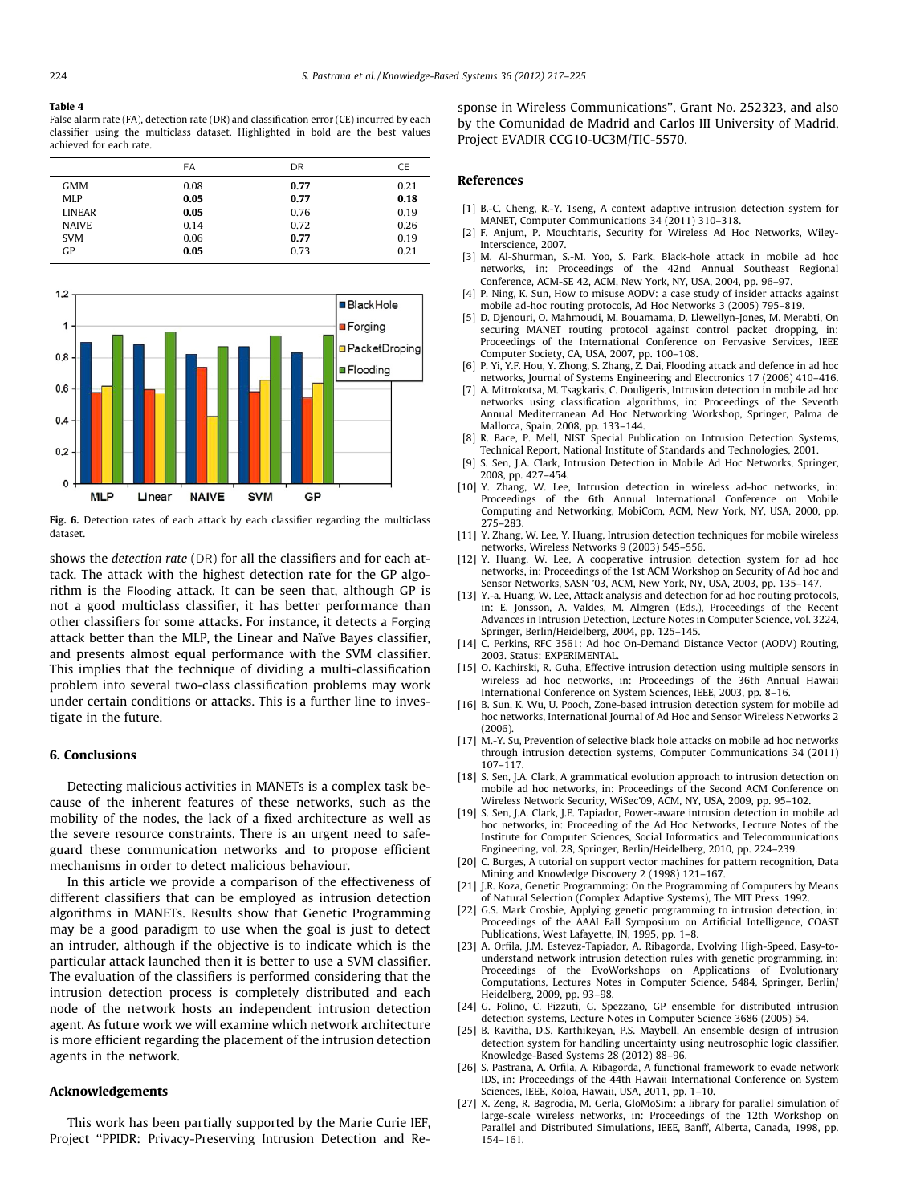**Table 4**
False alarm rate (FA), detection rate (DR) and classification error (CE) incurred by each classifier using the multiclass dataset. Highlighted in bold are the best values achieved for each rate.

| | FA | DR | CE |
|---|---|---|---|
| GMM | 0.08 | **0.77** | 0.21 |
| MLP | **0.05** | **0.77** | **0.18** |
| LINEAR | **0.05** | 0.76 | 0.19 |
| NAIVE | 0.14 | 0.72 | 0.26 |
| SVM | 0.06 | **0.77** | 0.19 |
| GP | **0.05** | 0.73 | 0.21 |

**Fig. 6.** Detection rates of each attack by each classifier regarding the multiclass dataset.

shows the *detection rate* (DR) for all the classifiers and for each attack. The attack with the highest detection rate for the GP algorithm is the Flooding attack. It can be seen that, although GP is not a good multiclass classifier, it has better performance than other classifiers for some attacks. For instance, it detects a Forging attack better than the MLP, the Linear and Naïve Bayes classifier, and presents almost equal performance with the SVM classifier. This implies that the technique of dividing a multi-classification problem into several two-class classification problems may work under certain conditions or attacks. This is a further line to investigate in the future.

## 6. Conclusions

Detecting malicious activities in MANETs is a complex task because of the inherent features of these networks, such as the mobility of the nodes, the lack of a fixed architecture as well as the severe resource constraints. There is an urgent need to safeguard these communication networks and to propose efficient mechanisms in order to detect malicious behaviour.

In this article we provide a comparison of the effectiveness of different classifiers that can be employed as intrusion detection algorithms in MANETs. Results show that Genetic Programming may be a good paradigm to use when the goal is just to detect an intruder, although if the objective is to indicate which is the particular attack launched then it is better to use a SVM classifier. The evaluation of the classifiers is performed considering that the intrusion detection process is completely distributed and each node of the network hosts an independent intrusion detection agent. As future work we will examine which network architecture is more efficient regarding the placement of the intrusion detection agents in the network.

## Acknowledgements

This work has been partially supported by the Marie Curie IEF, Project "PPIDR: Privacy-Preserving Intrusion Detection and Response in Wireless Communications", Grant No. 252323, and also by the Comunidad de Madrid and Carlos III University of Madrid, Project EVADIR CCG10-UC3M/TIC-5570.

## References

[1] B.-C. Cheng, R.-Y. Tseng, A context adaptive intrusion detection system for MANET, Computer Communications 34 (2011) 310–318.
[2] F. Anjum, P. Mouchtaris, Security for Wireless Ad Hoc Networks, Wiley-Interscience, 2007.
[3] M. Al-Shurman, S.-M. Yoo, S. Park, Black-hole attack in mobile ad hoc networks, in: Proceedings of the 42nd Annual Southeast Regional Conference, ACM-SE 42, ACM, New York, NY, USA, 2004, pp. 96–97.
[4] P. Ning, K. Sun, How to misuse AODV: a case study of insider attacks against mobile ad-hoc routing protocols, Ad Hoc Networks 3 (2005) 795–819.
[5] D. Djenouri, O. Mahmoudi, M. Bouamama, D. Llewellyn-Jones, M. Merabti, On securing MANET routing protocol against control packet dropping, in: Proceedings of the International Conference on Pervasive Services, IEEE Computer Society, CA, USA, 2007, pp. 100–108.
[6] P. Yi, Y.F. Hou, Y. Zhong, S. Zhang, Z. Dai, Flooding attack and defence in ad hoc networks, Journal of Systems Engineering and Electronics 17 (2006) 410–416.
[7] A. Mitrokotsa, M. Tsagkaris, C. Douligeris, Intrusion detection in mobile ad hoc networks using classification algorithms, in: Proceedings of the Seventh Annual Mediterranean Ad Hoc Networking Workshop, Springer, Palma de Mallorca, Spain, 2008, pp. 133–144.
[8] R. Bace, P. Mell, NIST Special Publication on Intrusion Detection Systems, Technical Report, National Institute of Standards and Technologies, 2001.
[9] S. Sen, J.A. Clark, Intrusion Detection in Mobile Ad Hoc Networks, Springer, 2008, pp. 427–454.
[10] Y. Zhang, W. Lee, Intrusion detection in wireless ad-hoc networks, in: Proceedings of the 6th Annual International Conference on Mobile Computing and Networking, MobiCom, ACM, New York, NY, USA, 2000, pp. 275–283.
[11] Y. Zhang, W. Lee, Y. Huang, Intrusion detection techniques for mobile wireless networks, Wireless Networks 9 (2003) 545–556.
[12] Y. Huang, W. Lee, A cooperative intrusion detection system for ad hoc networks, in: Proceedings of the 1st ACM Workshop on Security of Ad hoc and Sensor Networks, SASN '03, ACM, New York, NY, USA, 2003, pp. 135–147.
[13] Y.-a. Huang, W. Lee, Attack analysis and detection for ad hoc routing protocols, in: E. Jonsson, A. Valdes, M. Almgren (Eds.), Proceedings of the Recent Advances in Intrusion Detection, Lecture Notes in Computer Science, vol. 3224, Springer, Berlin/Heidelberg, 2004, pp. 125–145.
[14] C. Perkins, RFC 3561: Ad hoc On-Demand Distance Vector (AODV) Routing, 2003. Status: EXPERIMENTAL.
[15] O. Kachirski, R. Guha, Effective intrusion detection using multiple sensors in wireless ad hoc networks, in: Proceedings of the 36th Annual Hawaii International Conference on System Sciences, IEEE, 2003, pp. 8–16.
[16] B. Sun, K. Wu, U. Pooch, Zone-based intrusion detection system for mobile ad hoc networks, International Journal of Ad Hoc and Sensor Wireless Networks 2 (2006).
[17] M.-Y. Su, Prevention of selective black hole attacks on mobile ad hoc networks through intrusion detection systems, Computer Communications 34 (2011) 107–117.
[18] S. Sen, J.A. Clark, A grammatical evolution approach to intrusion detection on mobile ad hoc networks, in: Proceedings of the Second ACM Conference on Wireless Network Security, WiSec'09, ACM, NY, USA, 2009, pp. 95–102.
[19] S. Sen, J.A. Clark, J.E. Tapiador, Power-aware intrusion detection in mobile ad hoc networks, in: Proceeding of the Ad Hoc Networks, Lecture Notes of the Institute for Computer Sciences, Social Informatics and Telecommunications Engineering, vol. 28, Springer, Berlin/Heidelberg, 2010, pp. 224–239.
[20] C. Burges, A tutorial on support vector machines for pattern recognition, Data Mining and Knowledge Discovery 2 (1998) 121–167.
[21] J.R. Koza, Genetic Programming: On the Programming of Computers by Means of Natural Selection (Complex Adaptive Systems), The MIT Press, 1992.
[22] G.S. Mark Crosbie, Applying genetic programming to intrusion detection, in: Proceedings of the AAAI Fall Symposium on Artificial Intelligence, COAST Publications, West Lafayette, IN, 1995, pp. 1–8.
[23] A. Orfila, J.M. Estevez-Tapiador, A. Ribagorda, Evolving High-Speed, Easy-to-understand network intrusion detection rules with genetic programming, in: Proceedings of the EvoWorkshops on Applications of Evolutionary Computations, Lectures Notes in Computer Science, 5484, Springer, Berlin/Heidelberg, 2009, pp. 93–98.
[24] G. Folino, C. Pizzuti, G. Spezzano, GP ensemble for distributed intrusion detection systems, Lecture Notes in Computer Science 3686 (2005) 54.
[25] B. Kavitha, D.S. Karthikeyan, P.S. Maybell, An ensemble design of intrusion detection system for handling uncertainty using neutrosophic logic classifier, Knowledge-Based Systems 28 (2012) 88–96.
[26] S. Pastrana, A. Orfila, A. Ribagorda, A functional framework to evade network IDS, in: Proceedings of the 44th Hawaii International Conference on System Sciences, IEEE, Koloa, Hawaii, USA, 2011, pp. 1–10.
[27] X. Zeng, R. Bagrodia, M. Gerla, GloMoSim: a library for parallel simulation of large-scale wireless networks, in: Proceedings of the 12th Workshop on Parallel and Distributed Simulations, IEEE, Banff, Alberta, Canada, 1998, pp. 154–161.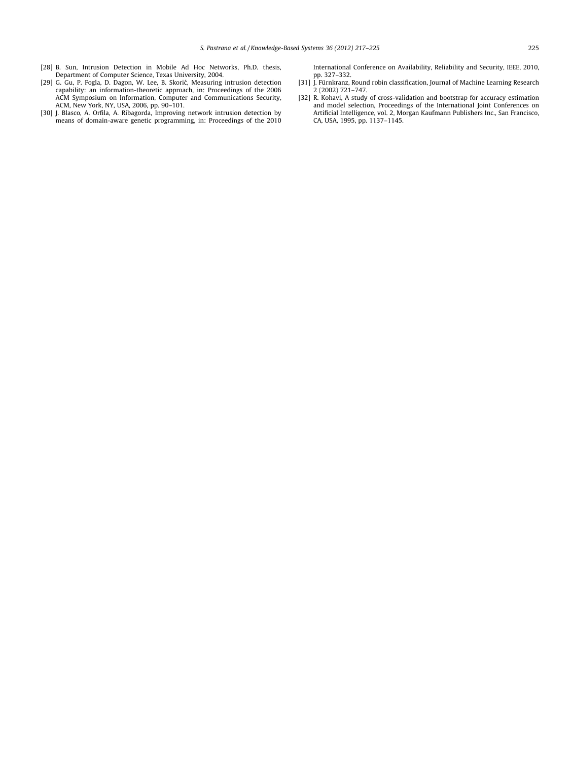[28] B. Sun, Intrusion Detection in Mobile Ad Hoc Networks, Ph.D. thesis, Department of Computer Science, Texas University, 2004.

[29] G. Gu, P. Fogla, D. Dagon, W. Lee, B. Skorić, Measuring intrusion detection capability: an information-theoretic approach, in: Proceedings of the 2006 ACM Symposium on Information, Computer and Communications Security, ACM, New York, NY, USA, 2006, pp. 90–101.

[30] J. Blasco, A. Orfila, A. Ribagorda, Improving network intrusion detection by means of domain-aware genetic programming, in: Proceedings of the 2010 International Conference on Availability, Reliability and Security, IEEE, 2010, pp. 327–332.

[31] J. Fürnkranz, Round robin classification, Journal of Machine Learning Research 2 (2002) 721–747.

[32] R. Kohavi, A study of cross-validation and bootstrap for accuracy estimation and model selection, Proceedings of the International Joint Conferences on Artificial Intelligence, vol. 2, Morgan Kaufmann Publishers Inc., San Francisco, CA, USA, 1995, pp. 1137–1145.